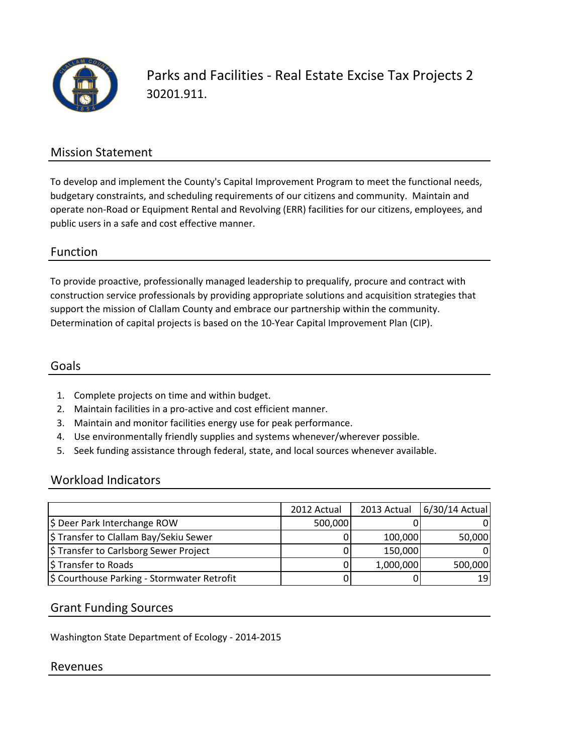# Parks and Facilities - Real Estate Excise Tax Projects 2

30201.911.

## Mission Statement

To develop and implement the County's Capital Improvement Program to meet the functional needs, budgetary constraints, and scheduling requirements of our citizens and community. Maintain and operate non-Road or Equipment Rental and Revolving (ERR) facilities for our citizens, employees, and public users in a safe and cost effective manner.

## Function

To provide proactive, professionally managed leadership to prequalify, procure and contract with construction service professionals by providing appropriate solutions and acquisition strategies that support the mission of Clallam County and embrace our partnership within the community. Determination of capital projects is based on the 10-Year Capital Improvement Plan (CIP).

## Goals

1. Complete projects on time and within budget.
2. Maintain facilities in a pro-active and cost efficient manner.
3. Maintain and monitor facilities energy use for peak performance.
4. Use environmentally friendly supplies and systems whenever/wherever possible.
5. Seek funding assistance through federal, state, and local sources whenever available.

## Workload Indicators

| | 2012 Actual | 2013 Actual | 6/30/14 Actual |
|---|---|---|---|
| $ Deer Park Interchange ROW | 500,000 | 0 | 0 |
| $ Transfer to Clallam Bay/Sekiu Sewer | 0 | 100,000 | 50,000 |
| $ Transfer to Carlsborg Sewer Project | 0 | 150,000 | 0 |
| $ Transfer to Roads | 0 | 1,000,000 | 500,000 |
| $ Courthouse Parking - Stormwater Retrofit | 0 | 0 | 19 |

## Grant Funding Sources

Washington State Department of Ecology - 2014-2015

## Revenues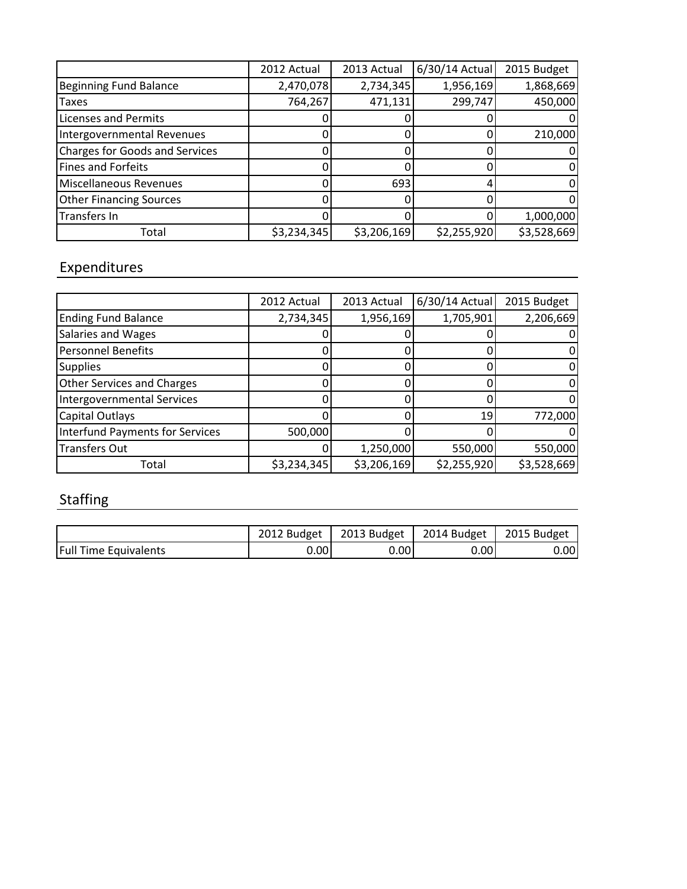| | 2012 Actual | 2013 Actual | 6/30/14 Actual | 2015 Budget |
|---|---|---|---|---|
| Beginning Fund Balance | 2,470,078 | 2,734,345 | 1,956,169 | 1,868,669 |
| Taxes | 764,267 | 471,131 | 299,747 | 450,000 |
| Licenses and Permits | 0 | 0 | 0 | 0 |
| Intergovernmental Revenues | 0 | 0 | 0 | 210,000 |
| Charges for Goods and Services | 0 | 0 | 0 | 0 |
| Fines and Forfeits | 0 | 0 | 0 | 0 |
| Miscellaneous Revenues | 0 | 693 | 4 | 0 |
| Other Financing Sources | 0 | 0 | 0 | 0 |
| Transfers In | 0 | 0 | 0 | 1,000,000 |
| Total | $3,234,345 | $3,206,169 | $2,255,920 | $3,528,669 |

## Expenditures

| | 2012 Actual | 2013 Actual | 6/30/14 Actual | 2015 Budget |
|---|---|---|---|---|
| Ending Fund Balance | 2,734,345 | 1,956,169 | 1,705,901 | 2,206,669 |
| Salaries and Wages | 0 | 0 | 0 | 0 |
| Personnel Benefits | 0 | 0 | 0 | 0 |
| Supplies | 0 | 0 | 0 | 0 |
| Other Services and Charges | 0 | 0 | 0 | 0 |
| Intergovernmental Services | 0 | 0 | 0 | 0 |
| Capital Outlays | 0 | 0 | 19 | 772,000 |
| Interfund Payments for Services | 500,000 | 0 | 0 | 0 |
| Transfers Out | 0 | 1,250,000 | 550,000 | 550,000 |
| Total | $3,234,345 | $3,206,169 | $2,255,920 | $3,528,669 |

## Staffing

| | 2012 Budget | 2013 Budget | 2014 Budget | 2015 Budget |
|---|---|---|---|---|
| Full Time Equivalents | 0.00 | 0.00 | 0.00 | 0.00 |